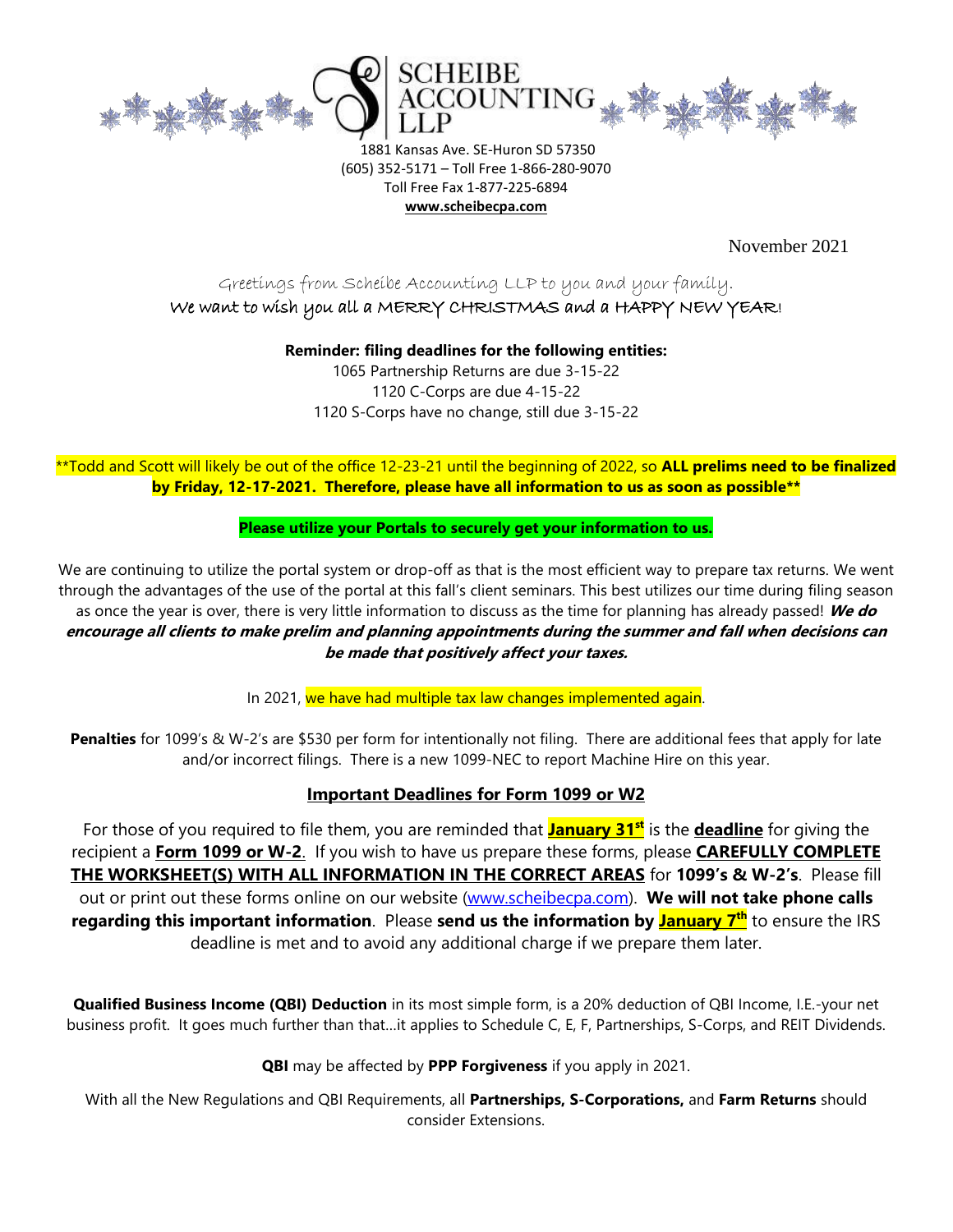# SCHEIBE ACCOUNTING LLP

1881 Kansas Ave. SE-Huron SD 57350
(605) 352-5171 – Toll Free 1-866-280-9070
Toll Free Fax 1-877-225-6894
**www.scheibecpa.com**

November 2021

Greetings from Scheibe Accounting LLP to you and your family.
We want to wish you all a MERRY CHRISTMAS and a HAPPY NEW YEAR!

**Reminder: filing deadlines for the following entities:**
1065 Partnership Returns are due 3-15-22
1120 C-Corps are due 4-15-22
1120 S-Corps have no change, still due 3-15-22

**Todd and Scott will likely be out of the office 12-23-21 until the beginning of 2022, so **ALL prelims need to be finalized by Friday, 12-17-2021. Therefore, please have all information to us as soon as possible****

**Please utilize your Portals to securely get your information to us.**

We are continuing to utilize the portal system or drop-off as that is the most efficient way to prepare tax returns. We went through the advantages of the use of the portal at this fall's client seminars. This best utilizes our time during filing season as once the year is over, there is very little information to discuss as the time for planning has already passed! ***We do encourage all clients to make prelim and planning appointments during the summer and fall when decisions can be made that positively affect your taxes.***

In 2021, we have had multiple tax law changes implemented again.

**Penalties** for 1099's & W-2's are $530 per form for intentionally not filing. There are additional fees that apply for late and/or incorrect filings. There is a new 1099-NEC to report Machine Hire on this year.

## Important Deadlines for Form 1099 or W2

For those of you required to file them, you are reminded that **January 31st** is the **deadline** for giving the recipient a **Form 1099 or W-2**. If you wish to have us prepare these forms, please **CAREFULLY COMPLETE THE WORKSHEET(S) WITH ALL INFORMATION IN THE CORRECT AREAS** for **1099's & W-2's**. Please fill out or print out these forms online on our website (www.scheibecpa.com). **We will not take phone calls regarding this important information**. Please **send us the information by January 7th** to ensure the IRS deadline is met and to avoid any additional charge if we prepare them later.

**Qualified Business Income (QBI) Deduction** in its most simple form, is a 20% deduction of QBI Income, I.E.-your net business profit. It goes much further than that…it applies to Schedule C, E, F, Partnerships, S-Corps, and REIT Dividends.

**QBI** may be affected by **PPP Forgiveness** if you apply in 2021.

With all the New Regulations and QBI Requirements, all **Partnerships, S-Corporations,** and **Farm Returns** should consider Extensions.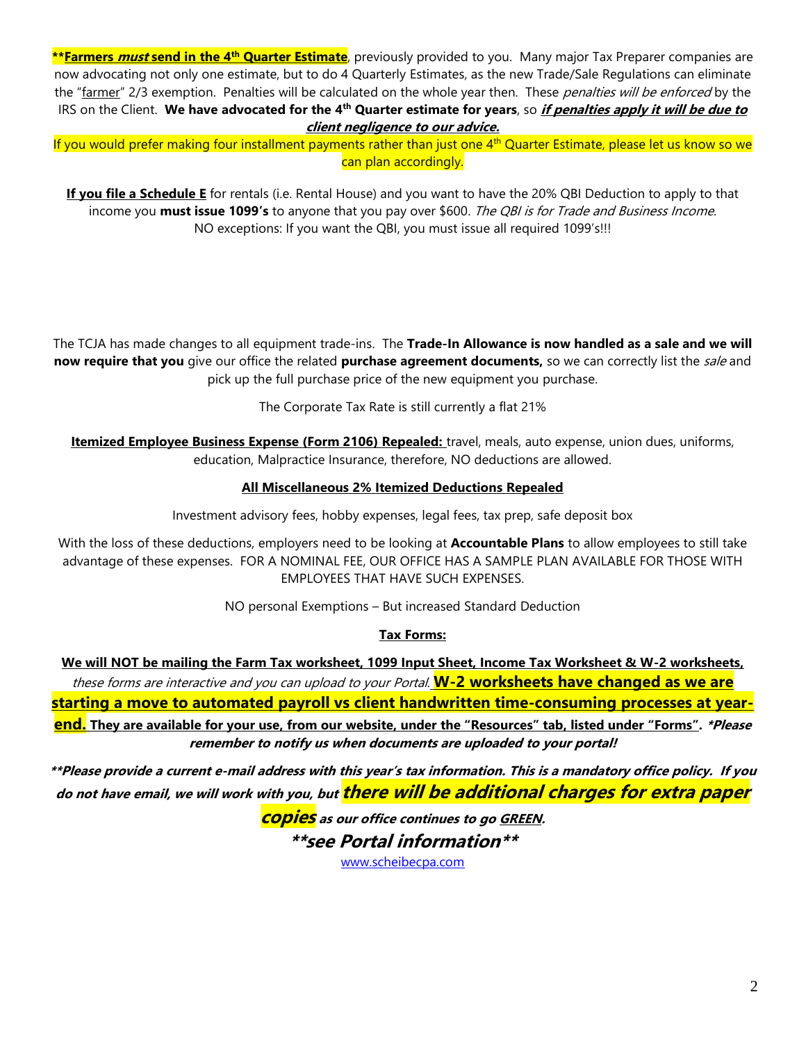****Farmers *must* send in the 4th Quarter Estimate**, previously provided to you. Many major Tax Preparer companies are now advocating not only one estimate, but to do 4 Quarterly Estimates, as the new Trade/Sale Regulations can eliminate the "farmer" 2/3 exemption. Penalties will be calculated on the whole year then. These *penalties will be enforced* by the IRS on the Client. **We have advocated for the 4th Quarter estimate for years**, so ***if penalties apply it will be due to client negligence to our advice.***

If you would prefer making four installment payments rather than just one 4th Quarter Estimate, please let us know so we can plan accordingly.

**If you file a Schedule E** for rentals (i.e. Rental House) and you want to have the 20% QBI Deduction to apply to that income you **must issue 1099's** to anyone that you pay over $600. *The QBI is for Trade and Business Income.* NO exceptions: If you want the QBI, you must issue all required 1099's!!!

The TCJA has made changes to all equipment trade-ins. The **Trade-In Allowance is now handled as a sale and we will now require that you** give our office the related **purchase agreement documents,** so we can correctly list the *sale* and pick up the full purchase price of the new equipment you purchase.

The Corporate Tax Rate is still currently a flat 21%

**Itemized Employee Business Expense (Form 2106) Repealed:** travel, meals, auto expense, union dues, uniforms, education, Malpractice Insurance, therefore, NO deductions are allowed.

**All Miscellaneous 2% Itemized Deductions Repealed**

Investment advisory fees, hobby expenses, legal fees, tax prep, safe deposit box

With the loss of these deductions, employers need to be looking at **Accountable Plans** to allow employees to still take advantage of these expenses. FOR A NOMINAL FEE, OUR OFFICE HAS A SAMPLE PLAN AVAILABLE FOR THOSE WITH EMPLOYEES THAT HAVE SUCH EXPENSES.

NO personal Exemptions – But increased Standard Deduction

**Tax Forms:**

**We will NOT be mailing the Farm Tax worksheet, 1099 Input Sheet, Income Tax Worksheet & W-2 worksheets,** *these forms are interactive and you can upload to your Portal.* **W-2 worksheets have changed as we are starting a move to automated payroll vs client handwritten time-consuming processes at year-end. They are available for your use, from our website, under the "Resources" tab, listed under "Forms".** ***\*Please remember to notify us when documents are uploaded to your portal!***

*****Please provide a current e-mail address with this year's tax information. This is a mandatory office policy. If you do not have email, we will work with you, but there will be additional charges for extra paper copies as our office continues to go GREEN.***

*****see Portal information*****

www.scheibecpa.com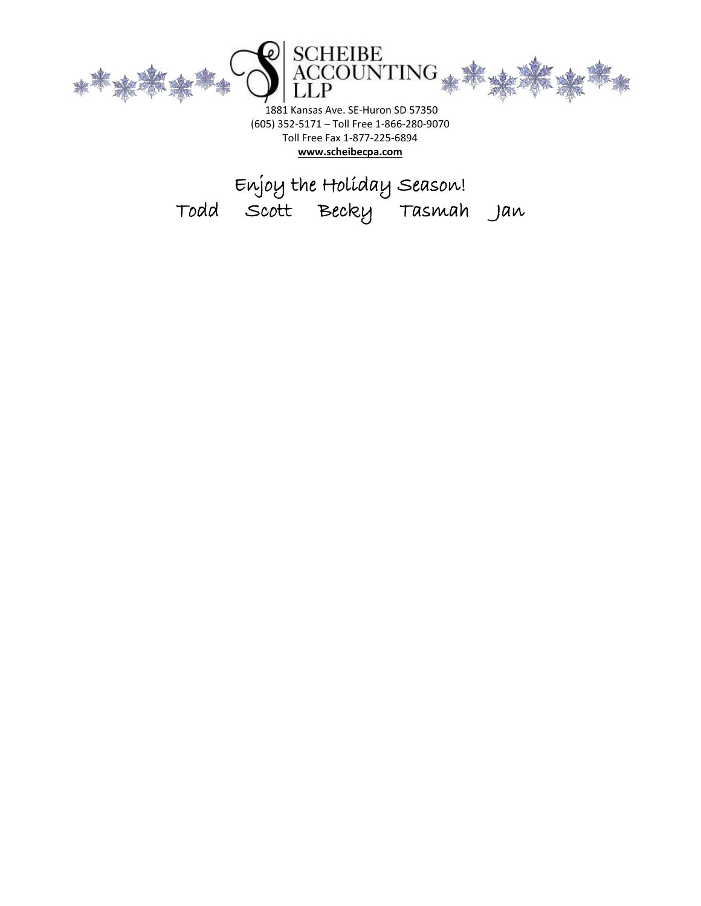SCHEIBE ACCOUNTING LLP

1881 Kansas Ave. SE-Huron SD 57350
(605) 352-5171 – Toll Free 1-866-280-9070
Toll Free Fax 1-877-225-6894
**www.scheibecpa.com**

Enjoy the Holiday Season!

Todd Scott Becky Tasmah Jan